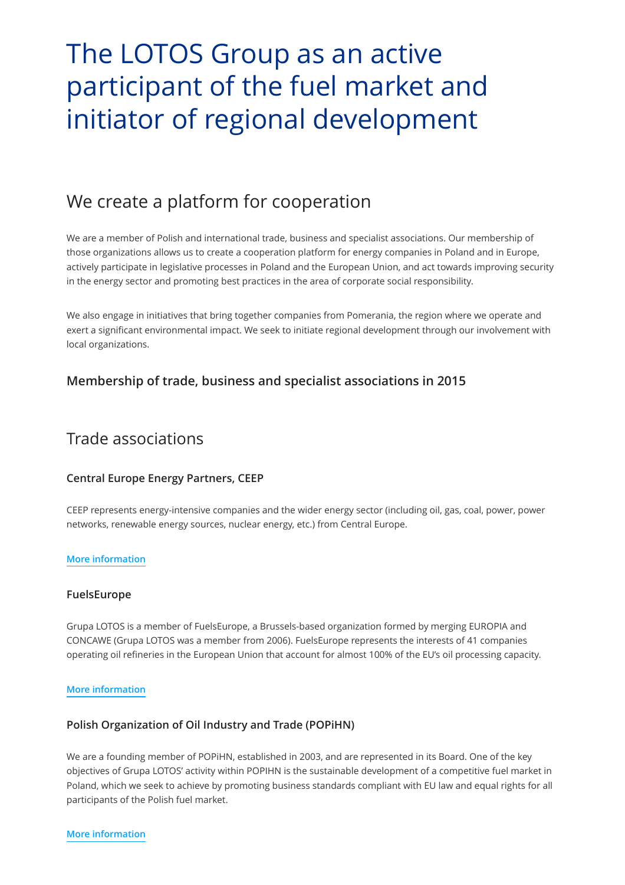# The LOTOS Group as an active participant of the fuel market and initiator of regional development

## We create a platform for cooperation

We are a member of Polish and international trade, business and specialist associations. Our membership of those organizations allows us to create a cooperation platform for energy companies in Poland and in Europe, actively participate in legislative processes in Poland and the European Union, and act towards improving security in the energy sector and promoting best practices in the area of corporate social responsibility.

We also engage in initiatives that bring together companies from Pomerania, the region where we operate and exert a significant environmental impact. We seek to initiate regional development through our involvement with local organizations.

### Membership of trade, business and specialist associations in 2015

## Trade associations

### Central Europe Energy Partners, CEEP

CEEP represents energy-intensive companies and the wider energy sector (including oil, gas, coal, power, power networks, renewable energy sources, nuclear energy, etc.) from Central Europe.

More information

### FuelsEurope

Grupa LOTOS is a member of FuelsEurope, a Brussels-based organization formed by merging EUROPIA and CONCAWE (Grupa LOTOS was a member from 2006). FuelsEurope represents the interests of 41 companies operating oil refineries in the European Union that account for almost 100% of the EU's oil processing capacity.

More information

### Polish Organization of Oil Industry and Trade (POPiHN)

We are a founding member of POPiHN, established in 2003, and are represented in its Board. One of the key objectives of Grupa LOTOS' activity within POPIHN is the sustainable development of a competitive fuel market in Poland, which we seek to achieve by promoting business standards compliant with EU law and equal rights for all participants of the Polish fuel market.

More information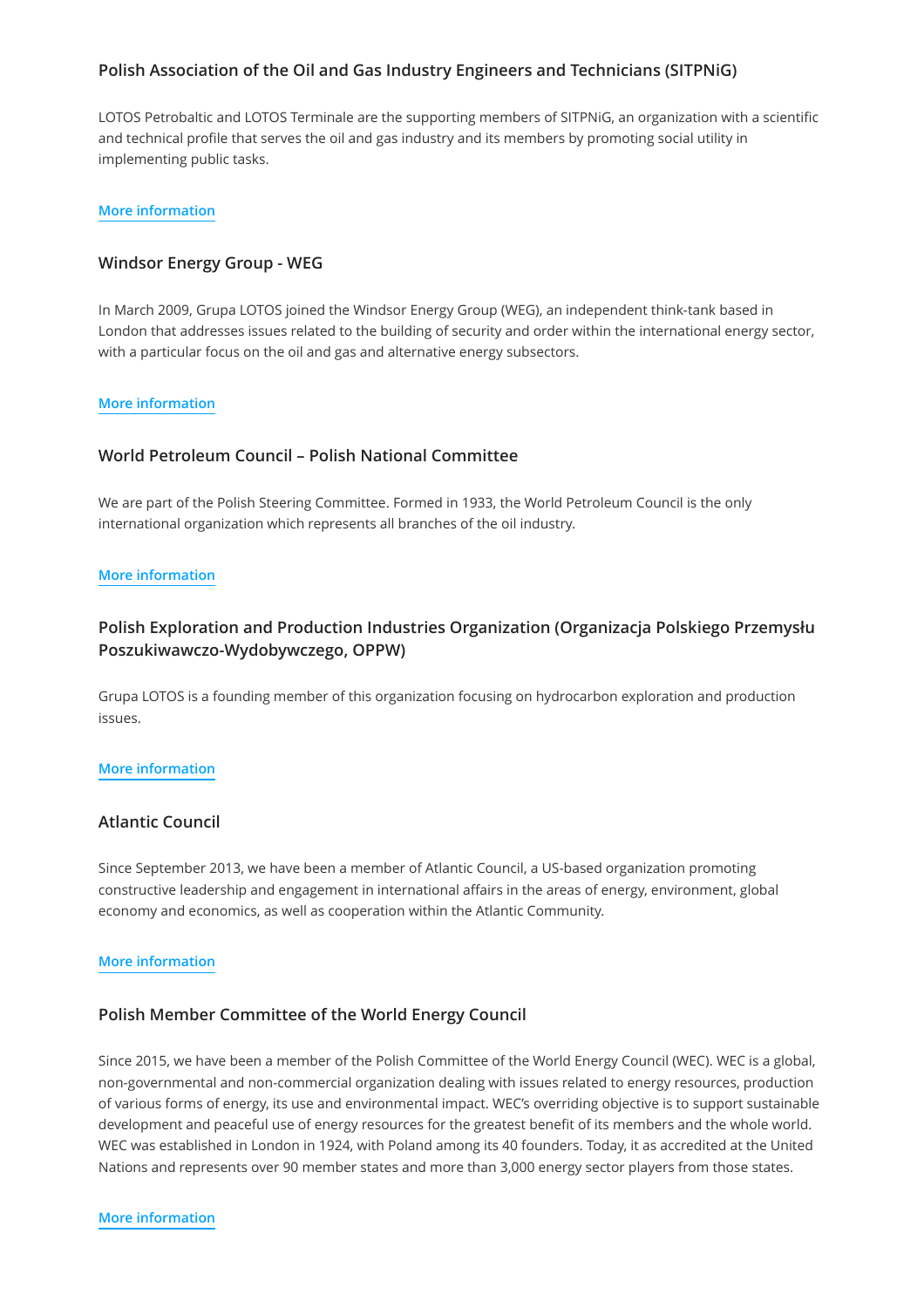### Polish Association of the Oil and Gas Industry Engineers and Technicians (SITPNiG)

LOTOS Petrobaltic and LOTOS Terminale are the supporting members of SITPNiG, an organization with a scientific and technical profile that serves the oil and gas industry and its members by promoting social utility in implementing public tasks.

More information

### Windsor Energy Group - WEG

In March 2009, Grupa LOTOS joined the Windsor Energy Group (WEG), an independent think-tank based in London that addresses issues related to the building of security and order within the international energy sector, with a particular focus on the oil and gas and alternative energy subsectors.

More information

### World Petroleum Council – Polish National Committee

We are part of the Polish Steering Committee. Formed in 1933, the World Petroleum Council is the only international organization which represents all branches of the oil industry.

More information

### Polish Exploration and Production Industries Organization (Organizacja Polskiego Przemysłu Poszukiwawczo-Wydobywczego, OPPW)

Grupa LOTOS is a founding member of this organization focusing on hydrocarbon exploration and production issues.

More information

### Atlantic Council

Since September 2013, we have been a member of Atlantic Council, a US-based organization promoting constructive leadership and engagement in international affairs in the areas of energy, environment, global economy and economics, as well as cooperation within the Atlantic Community.

More information

### Polish Member Committee of the World Energy Council

Since 2015, we have been a member of the Polish Committee of the World Energy Council (WEC). WEC is a global, non-governmental and non-commercial organization dealing with issues related to energy resources, production of various forms of energy, its use and environmental impact. WEC's overriding objective is to support sustainable development and peaceful use of energy resources for the greatest benefit of its members and the whole world. WEC was established in London in 1924, with Poland among its 40 founders. Today, it as accredited at the United Nations and represents over 90 member states and more than 3,000 energy sector players from those states.

More information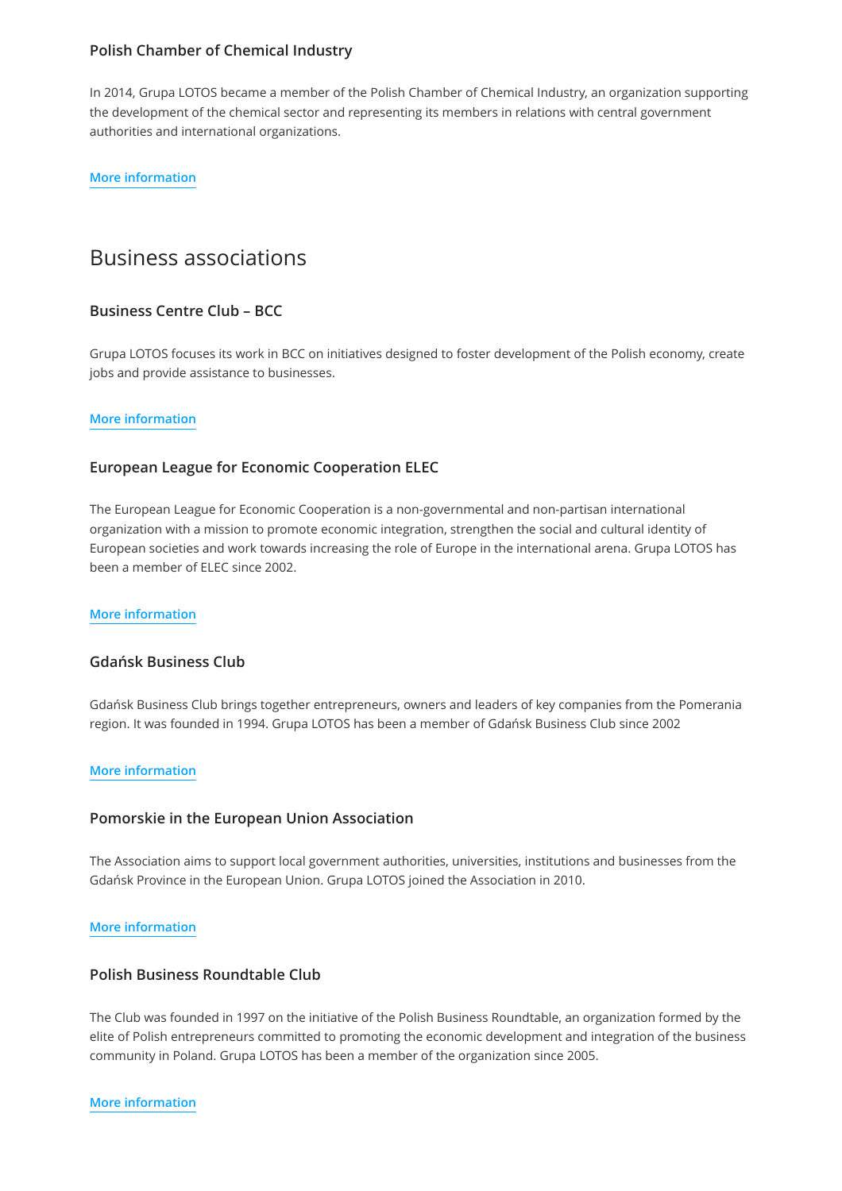### Polish Chamber of Chemical Industry

In 2014, Grupa LOTOS became a member of the Polish Chamber of Chemical Industry, an organization supporting the development of the chemical sector and representing its members in relations with central government authorities and international organizations.

More information

## Business associations

### Business Centre Club – BCC

Grupa LOTOS focuses its work in BCC on initiatives designed to foster development of the Polish economy, create jobs and provide assistance to businesses.

More information

### European League for Economic Cooperation ELEC

The European League for Economic Cooperation is a non-governmental and non-partisan international organization with a mission to promote economic integration, strengthen the social and cultural identity of European societies and work towards increasing the role of Europe in the international arena. Grupa LOTOS has been a member of ELEC since 2002.

More information

### Gdańsk Business Club

Gdańsk Business Club brings together entrepreneurs, owners and leaders of key companies from the Pomerania region. It was founded in 1994. Grupa LOTOS has been a member of Gdańsk Business Club since 2002

More information

### Pomorskie in the European Union Association

The Association aims to support local government authorities, universities, institutions and businesses from the Gdańsk Province in the European Union. Grupa LOTOS joined the Association in 2010.

More information

### Polish Business Roundtable Club

The Club was founded in 1997 on the initiative of the Polish Business Roundtable, an organization formed by the elite of Polish entrepreneurs committed to promoting the economic development and integration of the business community in Poland. Grupa LOTOS has been a member of the organization since 2005.

More information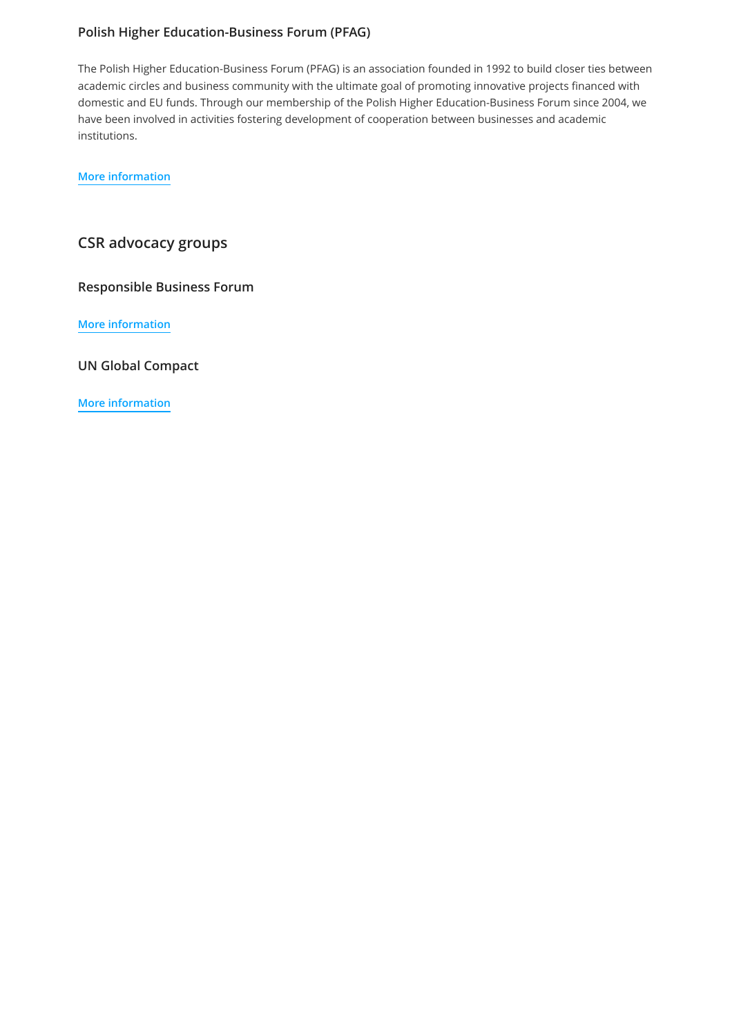### Polish Higher Education-Business Forum (PFAG)

The Polish Higher Education-Business Forum (PFAG) is an association founded in 1992 to build closer ties between academic circles and business community with the ultimate goal of promoting innovative projects financed with domestic and EU funds. Through our membership of the Polish Higher Education-Business Forum since 2004, we have been involved in activities fostering development of cooperation between businesses and academic institutions.

More information

## CSR advocacy groups

### Responsible Business Forum

More information

### UN Global Compact

More information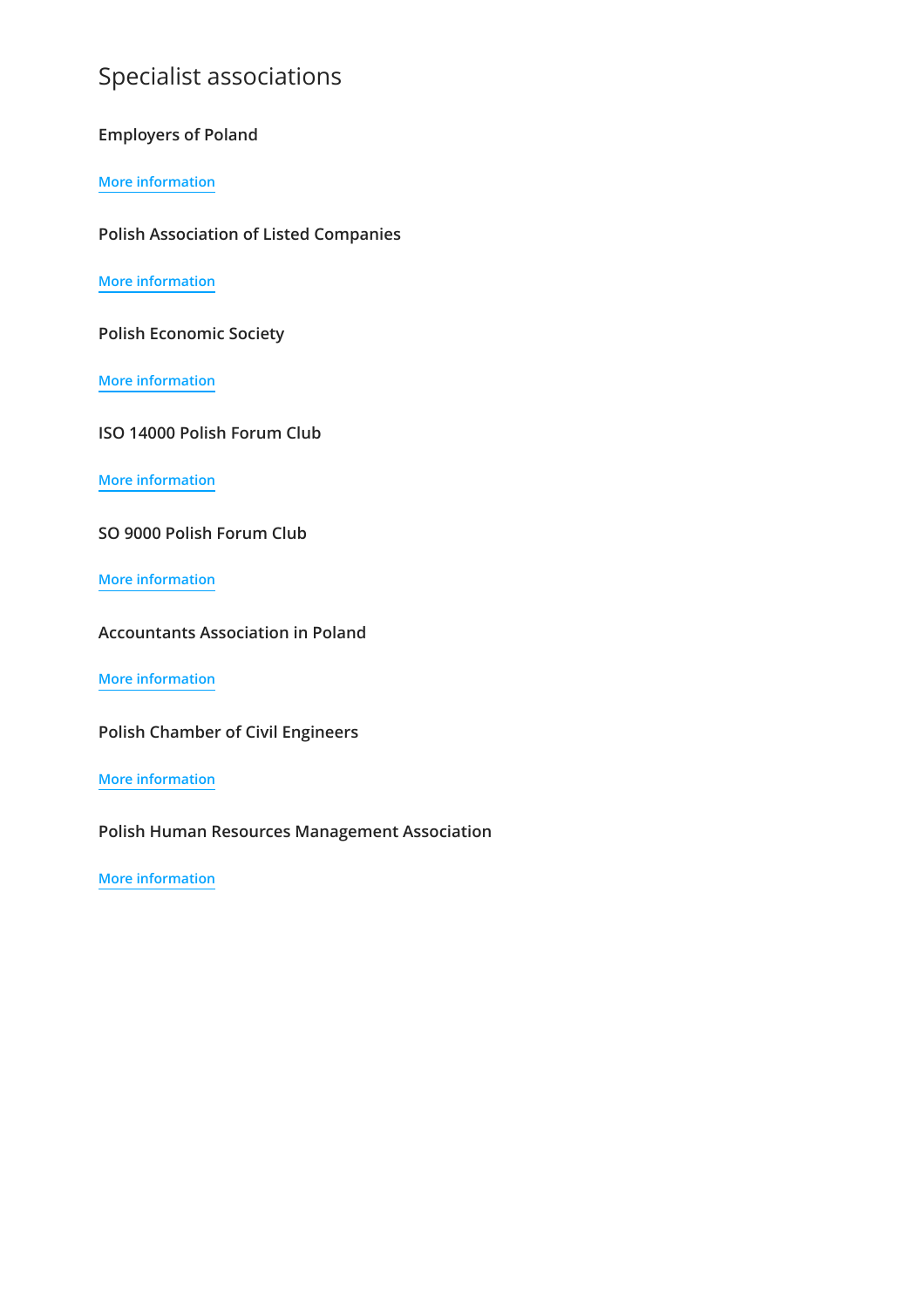# Specialist associations

### Employers of Poland

More information

### Polish Association of Listed Companies

More information

### Polish Economic Society

More information

### ISO 14000 Polish Forum Club

More information

### SO 9000 Polish Forum Club

More information

### Accountants Association in Poland

More information

### Polish Chamber of Civil Engineers

More information

### Polish Human Resources Management Association

More information